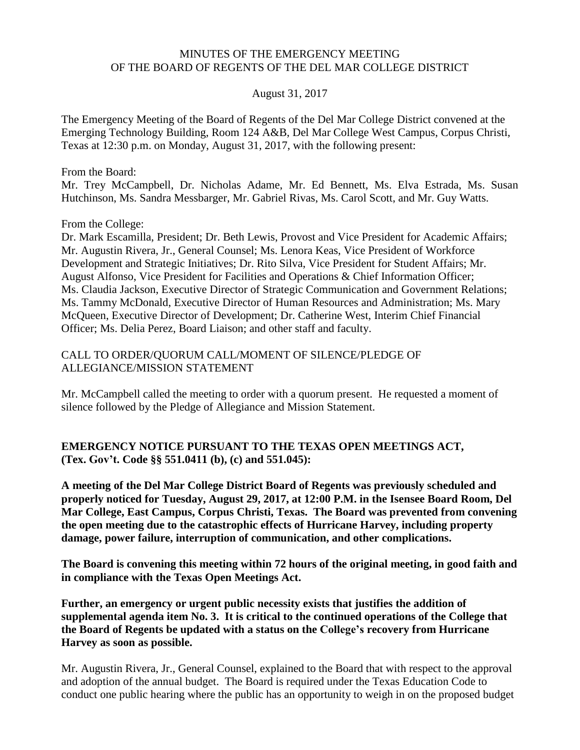MINUTES OF THE EMERGENCY MEETING
OF THE BOARD OF REGENTS OF THE DEL MAR COLLEGE DISTRICT

August 31, 2017

The Emergency Meeting of the Board of Regents of the Del Mar College District convened at the Emerging Technology Building, Room 124 A&B, Del Mar College West Campus, Corpus Christi, Texas at 12:30 p.m. on Monday, August 31, 2017, with the following present:

From the Board:
Mr. Trey McCampbell, Dr. Nicholas Adame, Mr. Ed Bennett, Ms. Elva Estrada, Ms. Susan Hutchinson, Ms. Sandra Messbarger, Mr. Gabriel Rivas, Ms. Carol Scott, and Mr. Guy Watts.

From the College:
Dr. Mark Escamilla, President; Dr. Beth Lewis, Provost and Vice President for Academic Affairs; Mr. Augustin Rivera, Jr., General Counsel; Ms. Lenora Keas, Vice President of Workforce Development and Strategic Initiatives; Dr. Rito Silva, Vice President for Student Affairs; Mr. August Alfonso, Vice President for Facilities and Operations & Chief Information Officer; Ms. Claudia Jackson, Executive Director of Strategic Communication and Government Relations; Ms. Tammy McDonald, Executive Director of Human Resources and Administration; Ms. Mary McQueen, Executive Director of Development; Dr. Catherine West, Interim Chief Financial Officer; Ms. Delia Perez, Board Liaison; and other staff and faculty.

CALL TO ORDER/QUORUM CALL/MOMENT OF SILENCE/PLEDGE OF ALLEGIANCE/MISSION STATEMENT

Mr. McCampbell called the meeting to order with a quorum present. He requested a moment of silence followed by the Pledge of Allegiance and Mission Statement.

**EMERGENCY NOTICE PURSUANT TO THE TEXAS OPEN MEETINGS ACT, (Tex. Gov't. Code §§ 551.0411 (b), (c) and 551.045):**

**A meeting of the Del Mar College District Board of Regents was previously scheduled and properly noticed for Tuesday, August 29, 2017, at 12:00 P.M. in the Isensee Board Room, Del Mar College, East Campus, Corpus Christi, Texas. The Board was prevented from convening the open meeting due to the catastrophic effects of Hurricane Harvey, including property damage, power failure, interruption of communication, and other complications.**

**The Board is convening this meeting within 72 hours of the original meeting, in good faith and in compliance with the Texas Open Meetings Act.**

**Further, an emergency or urgent public necessity exists that justifies the addition of supplemental agenda item No. 3. It is critical to the continued operations of the College that the Board of Regents be updated with a status on the College's recovery from Hurricane Harvey as soon as possible.**

Mr. Augustin Rivera, Jr., General Counsel, explained to the Board that with respect to the approval and adoption of the annual budget. The Board is required under the Texas Education Code to conduct one public hearing where the public has an opportunity to weigh in on the proposed budget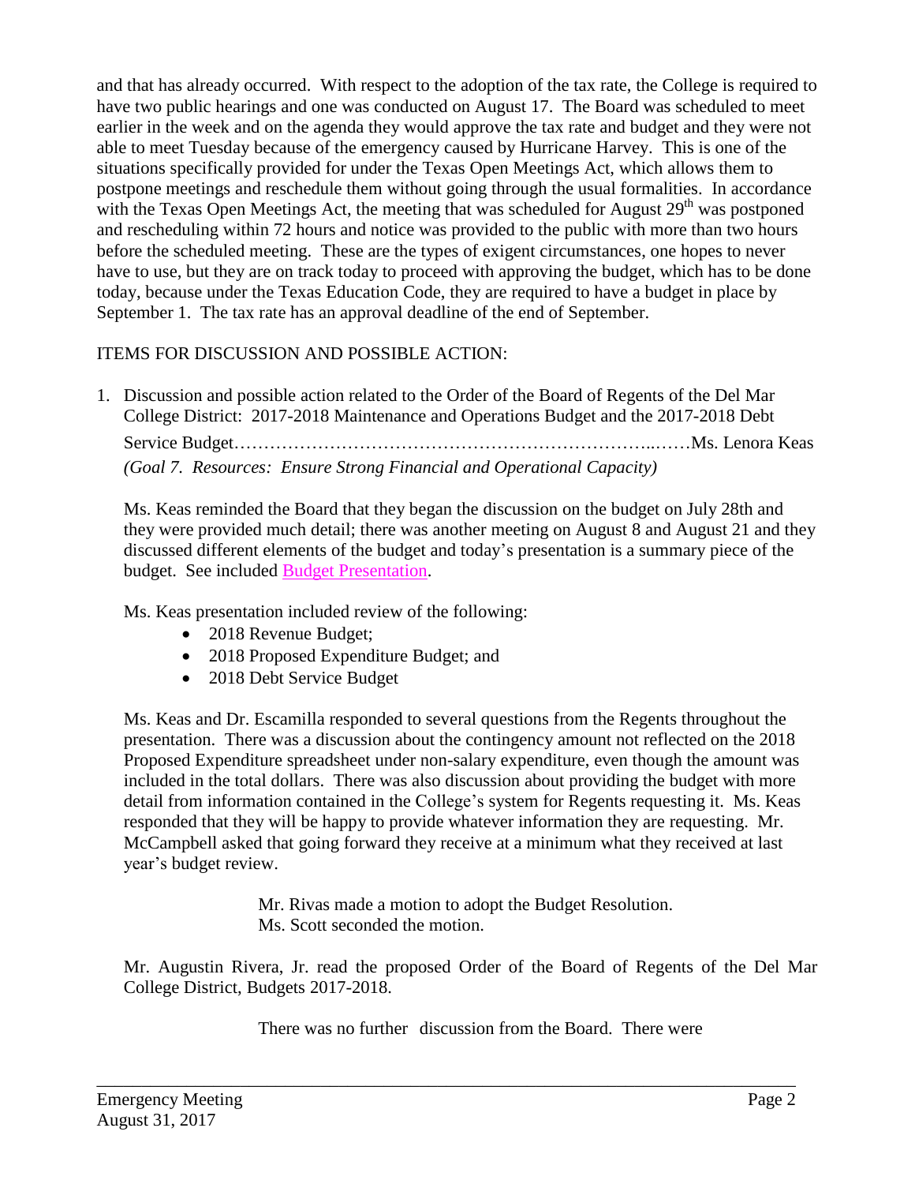and that has already occurred. With respect to the adoption of the tax rate, the College is required to have two public hearings and one was conducted on August 17. The Board was scheduled to meet earlier in the week and on the agenda they would approve the tax rate and budget and they were not able to meet Tuesday because of the emergency caused by Hurricane Harvey. This is one of the situations specifically provided for under the Texas Open Meetings Act, which allows them to postpone meetings and reschedule them without going through the usual formalities. In accordance with the Texas Open Meetings Act, the meeting that was scheduled for August 29th was postponed and rescheduling within 72 hours and notice was provided to the public with more than two hours before the scheduled meeting. These are the types of exigent circumstances, one hopes to never have to use, but they are on track today to proceed with approving the budget, which has to be done today, because under the Texas Education Code, they are required to have a budget in place by September 1. The tax rate has an approval deadline of the end of September.

ITEMS FOR DISCUSSION AND POSSIBLE ACTION:

1. Discussion and possible action related to the Order of the Board of Regents of the Del Mar College District: 2017-2018 Maintenance and Operations Budget and the 2017-2018 Debt Service Budget……………………………………………………………..……Ms. Lenora Keas
   *(Goal 7. Resources: Ensure Strong Financial and Operational Capacity)*

   Ms. Keas reminded the Board that they began the discussion on the budget on July 28th and they were provided much detail; there was another meeting on August 8 and August 21 and they discussed different elements of the budget and today's presentation is a summary piece of the budget. See included Budget Presentation.

   Ms. Keas presentation included review of the following:

   - 2018 Revenue Budget;
   - 2018 Proposed Expenditure Budget; and
   - 2018 Debt Service Budget

   Ms. Keas and Dr. Escamilla responded to several questions from the Regents throughout the presentation. There was a discussion about the contingency amount not reflected on the 2018 Proposed Expenditure spreadsheet under non-salary expenditure, even though the amount was included in the total dollars. There was also discussion about providing the budget with more detail from information contained in the College's system for Regents requesting it. Ms. Keas responded that they will be happy to provide whatever information they are requesting. Mr. McCampbell asked that going forward they receive at a minimum what they received at last year's budget review.

   > Mr. Rivas made a motion to adopt the Budget Resolution.
   > Ms. Scott seconded the motion.

   Mr. Augustin Rivera, Jr. read the proposed Order of the Board of Regents of the Del Mar College District, Budgets 2017-2018.

   There was no further discussion from the Board. There were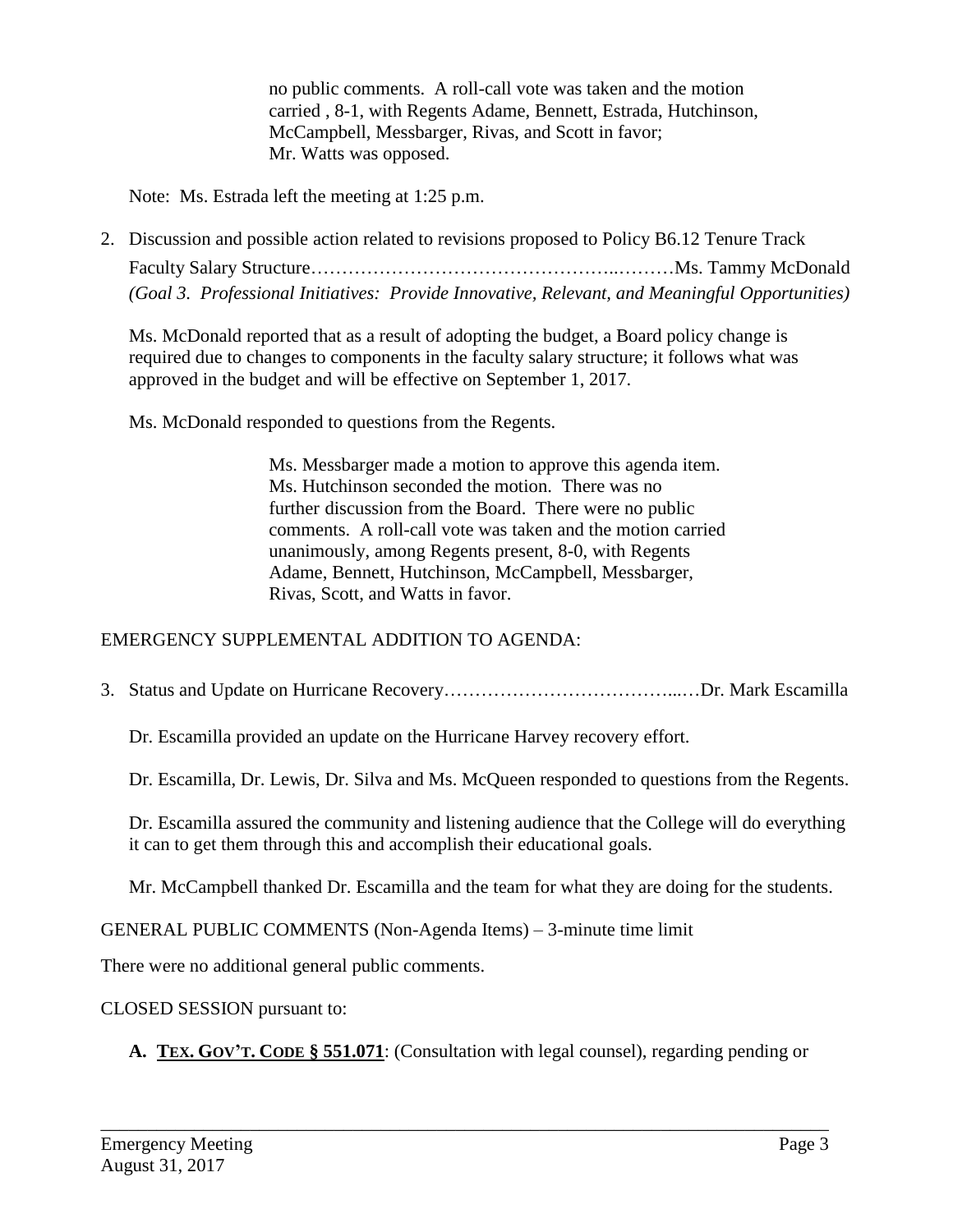no public comments. A roll-call vote was taken and the motion carried , 8-1, with Regents Adame, Bennett, Estrada, Hutchinson, McCampbell, Messbarger, Rivas, and Scott in favor; Mr. Watts was opposed.

Note: Ms. Estrada left the meeting at 1:25 p.m.

2. Discussion and possible action related to revisions proposed to Policy B6.12 Tenure Track Faculty Salary Structure…………………………………………..………Ms. Tammy McDonald
*(Goal 3. Professional Initiatives: Provide Innovative, Relevant, and Meaningful Opportunities)*

   Ms. McDonald reported that as a result of adopting the budget, a Board policy change is required due to changes to components in the faculty salary structure; it follows what was approved in the budget and will be effective on September 1, 2017.

   Ms. McDonald responded to questions from the Regents.

   Ms. Messbarger made a motion to approve this agenda item. Ms. Hutchinson seconded the motion. There was no further discussion from the Board. There were no public comments. A roll-call vote was taken and the motion carried unanimously, among Regents present, 8-0, with Regents Adame, Bennett, Hutchinson, McCampbell, Messbarger, Rivas, Scott, and Watts in favor.

EMERGENCY SUPPLEMENTAL ADDITION TO AGENDA:

3. Status and Update on Hurricane Recovery………………………………...…Dr. Mark Escamilla

   Dr. Escamilla provided an update on the Hurricane Harvey recovery effort.

   Dr. Escamilla, Dr. Lewis, Dr. Silva and Ms. McQueen responded to questions from the Regents.

   Dr. Escamilla assured the community and listening audience that the College will do everything it can to get them through this and accomplish their educational goals.

   Mr. McCampbell thanked Dr. Escamilla and the team for what they are doing for the students.

GENERAL PUBLIC COMMENTS (Non-Agenda Items) – 3-minute time limit

There were no additional general public comments.

CLOSED SESSION pursuant to:

**A. <u>TEX. GOV'T. CODE § 551.071</u>**: (Consultation with legal counsel), regarding pending or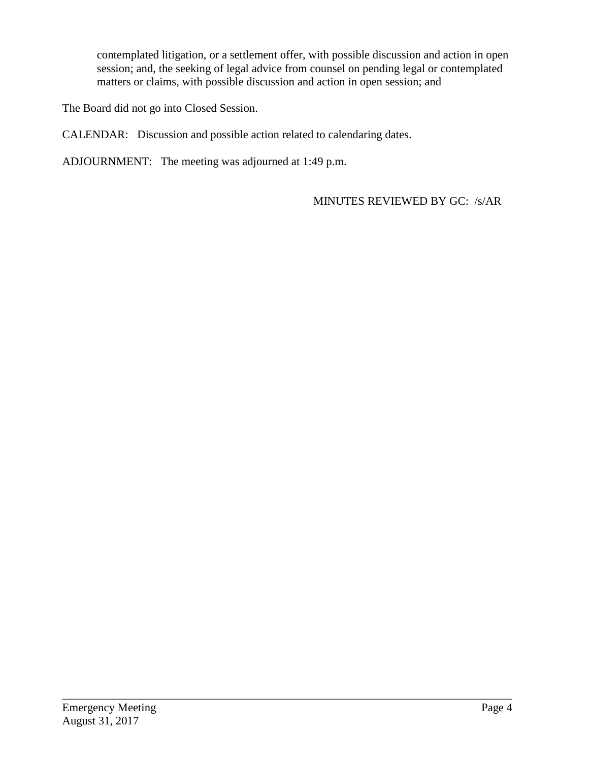contemplated litigation, or a settlement offer, with possible discussion and action in open session; and, the seeking of legal advice from counsel on pending legal or contemplated matters or claims, with possible discussion and action in open session; and

The Board did not go into Closed Session.

CALENDAR: Discussion and possible action related to calendaring dates.

ADJOURNMENT: The meeting was adjourned at 1:49 p.m.

MINUTES REVIEWED BY GC: /s/AR